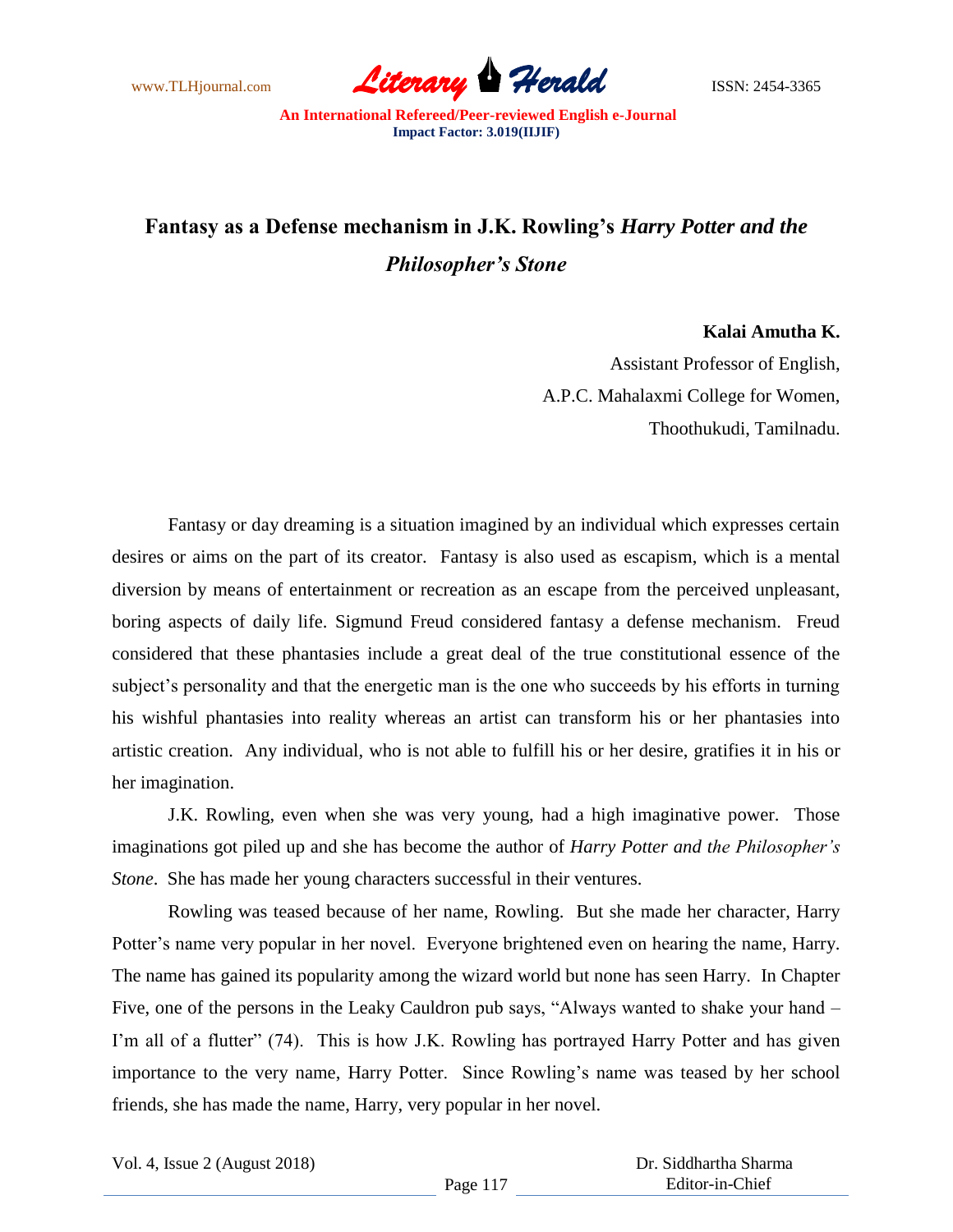# Fantasy as a Defense mechanism in J.K. Rowling's *Harry Potter and the Philosopher's Stone*

**Kalai Amutha K.**

Assistant Professor of English,
A.P.C. Mahalaxmi College for Women,
Thoothukudi, Tamilnadu.

Fantasy or day dreaming is a situation imagined by an individual which expresses certain desires or aims on the part of its creator. Fantasy is also used as escapism, which is a mental diversion by means of entertainment or recreation as an escape from the perceived unpleasant, boring aspects of daily life. Sigmund Freud considered fantasy a defense mechanism. Freud considered that these phantasies include a great deal of the true constitutional essence of the subject's personality and that the energetic man is the one who succeeds by his efforts in turning his wishful phantasies into reality whereas an artist can transform his or her phantasies into artistic creation. Any individual, who is not able to fulfill his or her desire, gratifies it in his or her imagination.

J.K. Rowling, even when she was very young, had a high imaginative power. Those imaginations got piled up and she has become the author of *Harry Potter and the Philosopher's Stone*. She has made her young characters successful in their ventures.

Rowling was teased because of her name, Rowling. But she made her character, Harry Potter's name very popular in her novel. Everyone brightened even on hearing the name, Harry. The name has gained its popularity among the wizard world but none has seen Harry. In Chapter Five, one of the persons in the Leaky Cauldron pub says, "Always wanted to shake your hand – I'm all of a flutter" (74). This is how J.K. Rowling has portrayed Harry Potter and has given importance to the very name, Harry Potter. Since Rowling's name was teased by her school friends, she has made the name, Harry, very popular in her novel.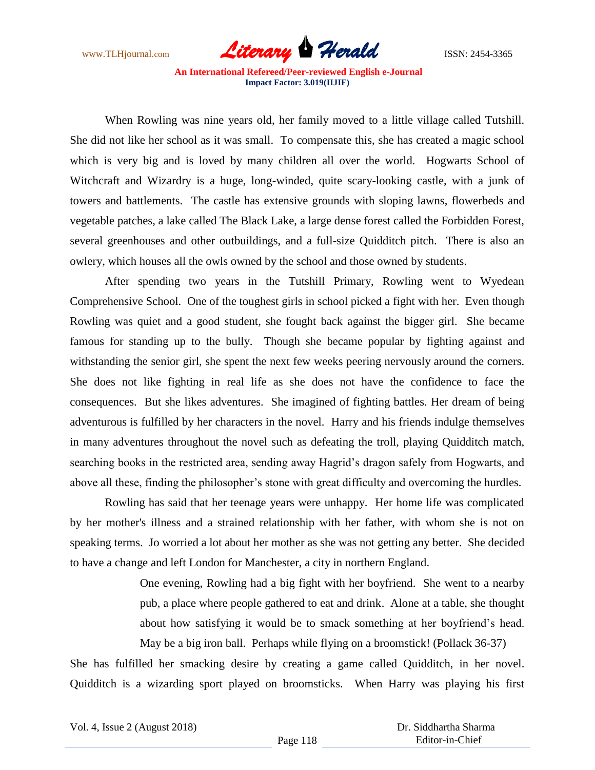When Rowling was nine years old, her family moved to a little village called Tutshill. She did not like her school as it was small. To compensate this, she has created a magic school which is very big and is loved by many children all over the world. Hogwarts School of Witchcraft and Wizardry is a huge, long-winded, quite scary-looking castle, with a junk of towers and battlements. The castle has extensive grounds with sloping lawns, flowerbeds and vegetable patches, a lake called The Black Lake, a large dense forest called the Forbidden Forest, several greenhouses and other outbuildings, and a full-size Quidditch pitch. There is also an owlery, which houses all the owls owned by the school and those owned by students.

After spending two years in the Tutshill Primary, Rowling went to Wyedean Comprehensive School. One of the toughest girls in school picked a fight with her. Even though Rowling was quiet and a good student, she fought back against the bigger girl. She became famous for standing up to the bully. Though she became popular by fighting against and withstanding the senior girl, she spent the next few weeks peering nervously around the corners. She does not like fighting in real life as she does not have the confidence to face the consequences. But she likes adventures. She imagined of fighting battles. Her dream of being adventurous is fulfilled by her characters in the novel. Harry and his friends indulge themselves in many adventures throughout the novel such as defeating the troll, playing Quidditch match, searching books in the restricted area, sending away Hagrid's dragon safely from Hogwarts, and above all these, finding the philosopher's stone with great difficulty and overcoming the hurdles.

Rowling has said that her teenage years were unhappy. Her home life was complicated by her mother's illness and a strained relationship with her father, with whom she is not on speaking terms. Jo worried a lot about her mother as she was not getting any better. She decided to have a change and left London for Manchester, a city in northern England.

> One evening, Rowling had a big fight with her boyfriend. She went to a nearby pub, a place where people gathered to eat and drink. Alone at a table, she thought about how satisfying it would be to smack something at her boyfriend's head. May be a big iron ball. Perhaps while flying on a broomstick! (Pollack 36-37)

She has fulfilled her smacking desire by creating a game called Quidditch, in her novel. Quidditch is a wizarding sport played on broomsticks. When Harry was playing his first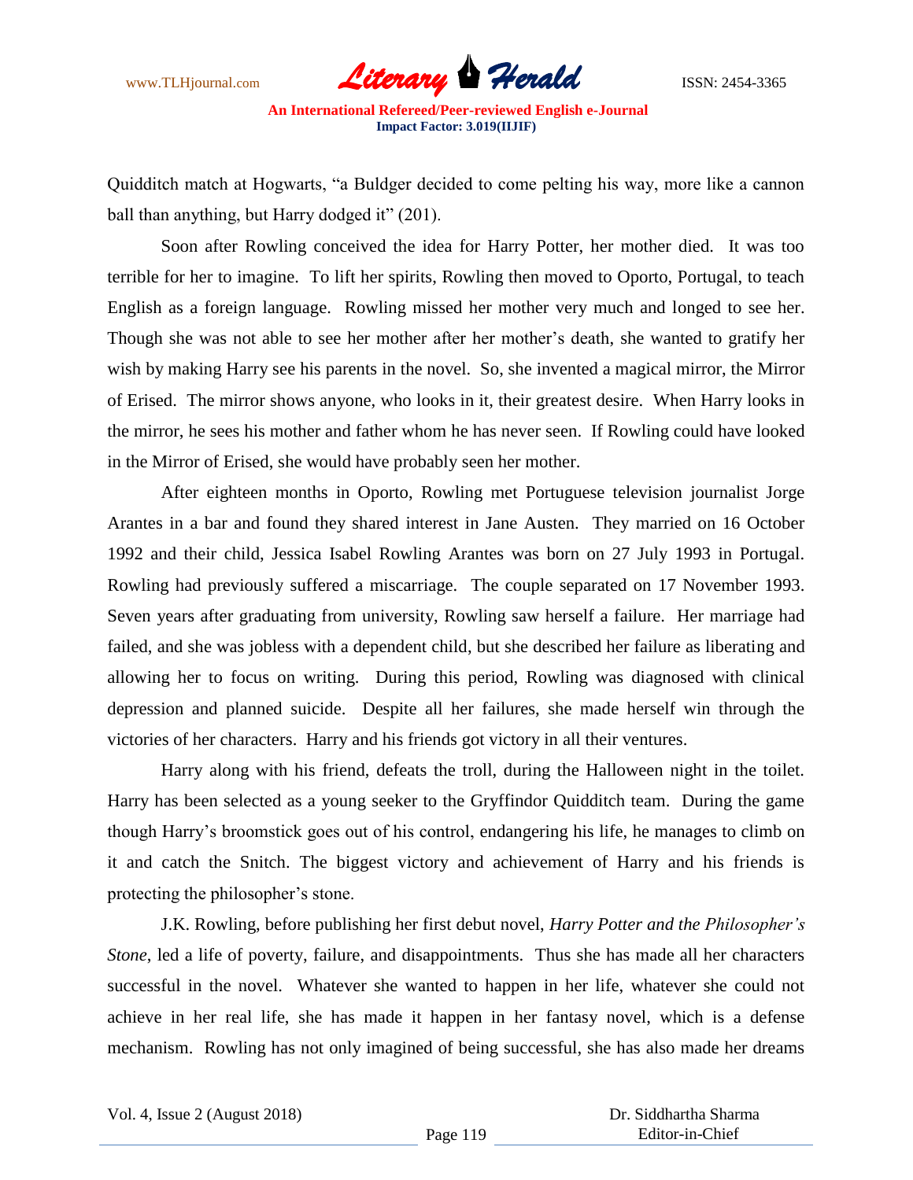Quidditch match at Hogwarts, "a Buldger decided to come pelting his way, more like a cannon ball than anything, but Harry dodged it" (201).

Soon after Rowling conceived the idea for Harry Potter, her mother died. It was too terrible for her to imagine. To lift her spirits, Rowling then moved to Oporto, Portugal, to teach English as a foreign language. Rowling missed her mother very much and longed to see her. Though she was not able to see her mother after her mother's death, she wanted to gratify her wish by making Harry see his parents in the novel. So, she invented a magical mirror, the Mirror of Erised. The mirror shows anyone, who looks in it, their greatest desire. When Harry looks in the mirror, he sees his mother and father whom he has never seen. If Rowling could have looked in the Mirror of Erised, she would have probably seen her mother.

After eighteen months in Oporto, Rowling met Portuguese television journalist Jorge Arantes in a bar and found they shared interest in Jane Austen. They married on 16 October 1992 and their child, Jessica Isabel Rowling Arantes was born on 27 July 1993 in Portugal. Rowling had previously suffered a miscarriage. The couple separated on 17 November 1993. Seven years after graduating from university, Rowling saw herself a failure. Her marriage had failed, and she was jobless with a dependent child, but she described her failure as liberating and allowing her to focus on writing. During this period, Rowling was diagnosed with clinical depression and planned suicide. Despite all her failures, she made herself win through the victories of her characters. Harry and his friends got victory in all their ventures.

Harry along with his friend, defeats the troll, during the Halloween night in the toilet. Harry has been selected as a young seeker to the Gryffindor Quidditch team. During the game though Harry's broomstick goes out of his control, endangering his life, he manages to climb on it and catch the Snitch. The biggest victory and achievement of Harry and his friends is protecting the philosopher's stone.

J.K. Rowling, before publishing her first debut novel, *Harry Potter and the Philosopher's Stone*, led a life of poverty, failure, and disappointments. Thus she has made all her characters successful in the novel. Whatever she wanted to happen in her life, whatever she could not achieve in her real life, she has made it happen in her fantasy novel, which is a defense mechanism. Rowling has not only imagined of being successful, she has also made her dreams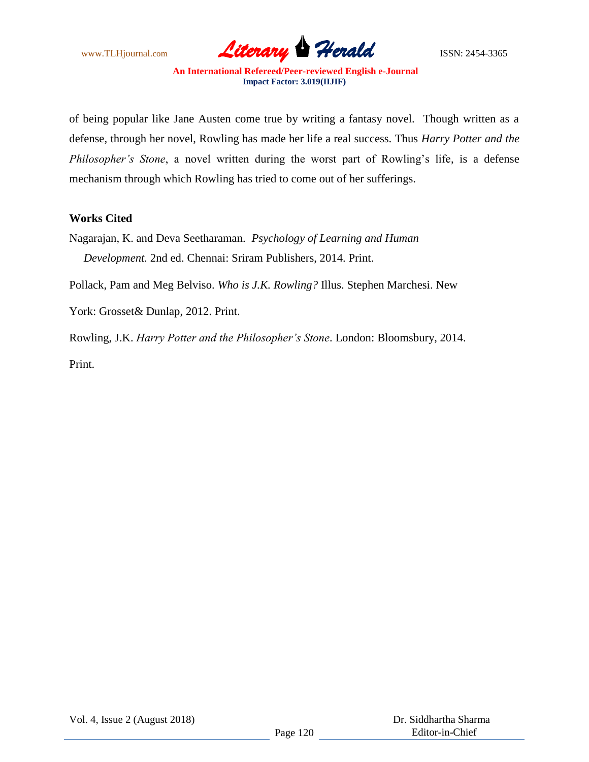of being popular like Jane Austen come true by writing a fantasy novel. Though written as a defense, through her novel, Rowling has made her life a real success. Thus *Harry Potter and the Philosopher's Stone*, a novel written during the worst part of Rowling's life, is a defense mechanism through which Rowling has tried to come out of her sufferings.

**Works Cited**

Nagarajan, K. and Deva Seetharaman. *Psychology of Learning and Human Development.* 2nd ed. Chennai: Sriram Publishers, 2014. Print.

Pollack, Pam and Meg Belviso. *Who is J.K. Rowling?* Illus. Stephen Marchesi. New York: Grosset& Dunlap, 2012. Print.

Rowling, J.K. *Harry Potter and the Philosopher's Stone*. London: Bloomsbury, 2014. Print.